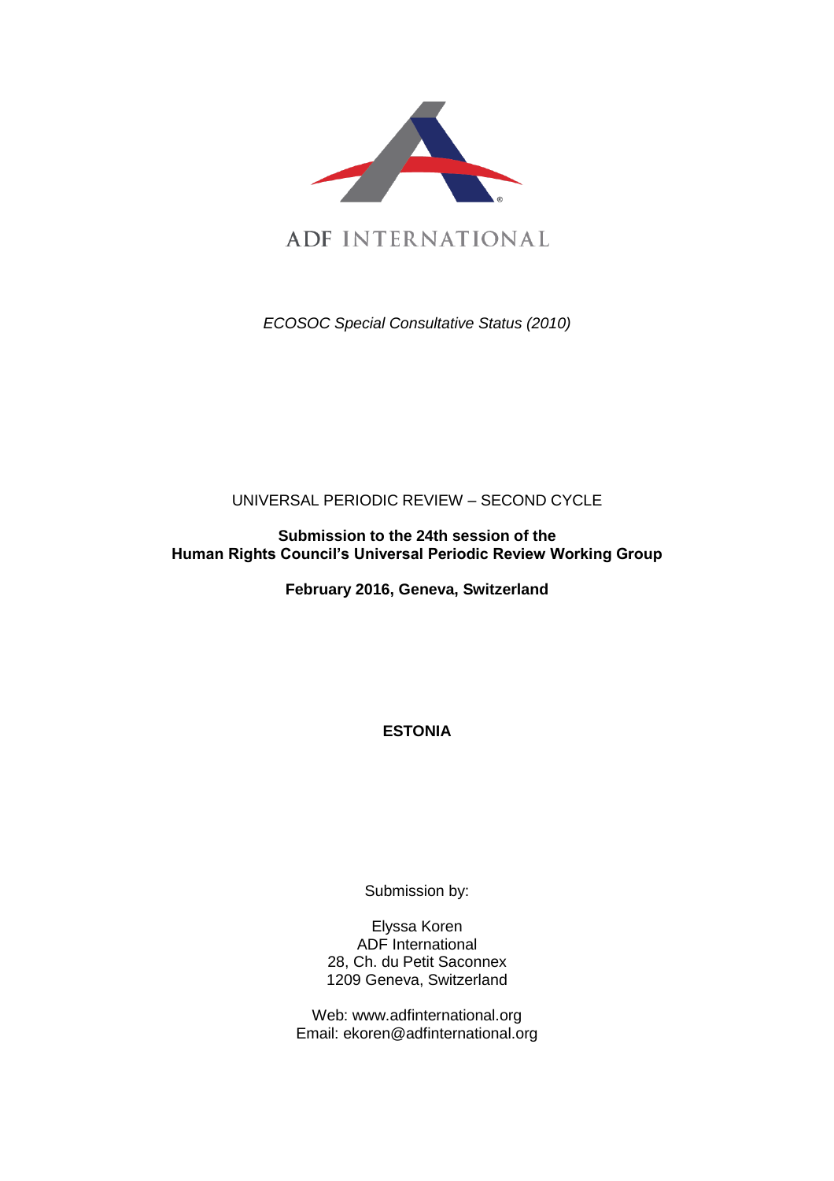ADF INTERNATIONAL

*ECOSOC Special Consultative Status (2010)*

UNIVERSAL PERIODIC REVIEW – SECOND CYCLE

**Submission to the 24th session of the Human Rights Council's Universal Periodic Review Working Group**

**February 2016, Geneva, Switzerland**

# ESTONIA

Submission by:

Elyssa Koren
ADF International
28, Ch. du Petit Saconnex
1209 Geneva, Switzerland

Web: www.adfinternational.org
Email: ekoren@adfinternational.org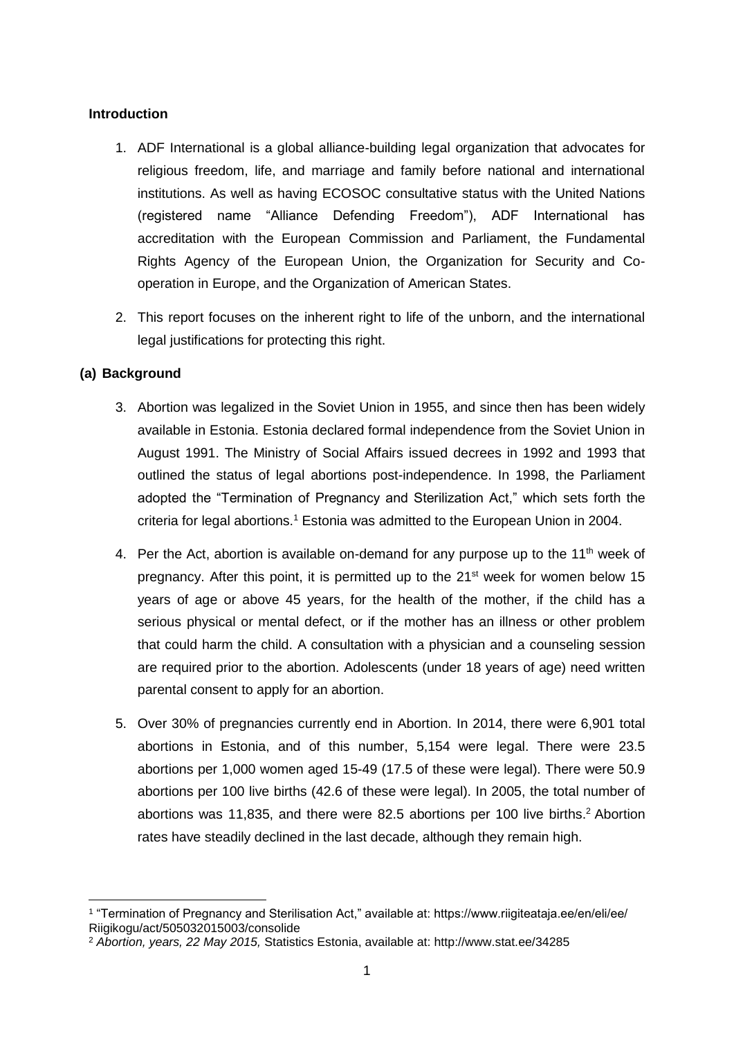### Introduction

1. ADF International is a global alliance-building legal organization that advocates for religious freedom, life, and marriage and family before national and international institutions. As well as having ECOSOC consultative status with the United Nations (registered name "Alliance Defending Freedom"), ADF International has accreditation with the European Commission and Parliament, the Fundamental Rights Agency of the European Union, the Organization for Security and Co-operation in Europe, and the Organization of American States.

2. This report focuses on the inherent right to life of the unborn, and the international legal justifications for protecting this right.

### (a) Background

3. Abortion was legalized in the Soviet Union in 1955, and since then has been widely available in Estonia. Estonia declared formal independence from the Soviet Union in August 1991. The Ministry of Social Affairs issued decrees in 1992 and 1993 that outlined the status of legal abortions post-independence. In 1998, the Parliament adopted the "Termination of Pregnancy and Sterilization Act," which sets forth the criteria for legal abortions.[1] Estonia was admitted to the European Union in 2004.

4. Per the Act, abortion is available on-demand for any purpose up to the 11th week of pregnancy. After this point, it is permitted up to the 21st week for women below 15 years of age or above 45 years, for the health of the mother, if the child has a serious physical or mental defect, or if the mother has an illness or other problem that could harm the child. A consultation with a physician and a counseling session are required prior to the abortion. Adolescents (under 18 years of age) need written parental consent to apply for an abortion.

5. Over 30% of pregnancies currently end in Abortion. In 2014, there were 6,901 total abortions in Estonia, and of this number, 5,154 were legal. There were 23.5 abortions per 1,000 women aged 15-49 (17.5 of these were legal). There were 50.9 abortions per 100 live births (42.6 of these were legal). In 2005, the total number of abortions was 11,835, and there were 82.5 abortions per 100 live births.[2] Abortion rates have steadily declined in the last decade, although they remain high.

---

[1] "Termination of Pregnancy and Sterilisation Act," available at: https://www.riigiteataja.ee/en/eli/ee/Riigikogu/act/505032015003/consolide

[2] *Abortion, years, 22 May 2015,* Statistics Estonia, available at: http://www.stat.ee/34285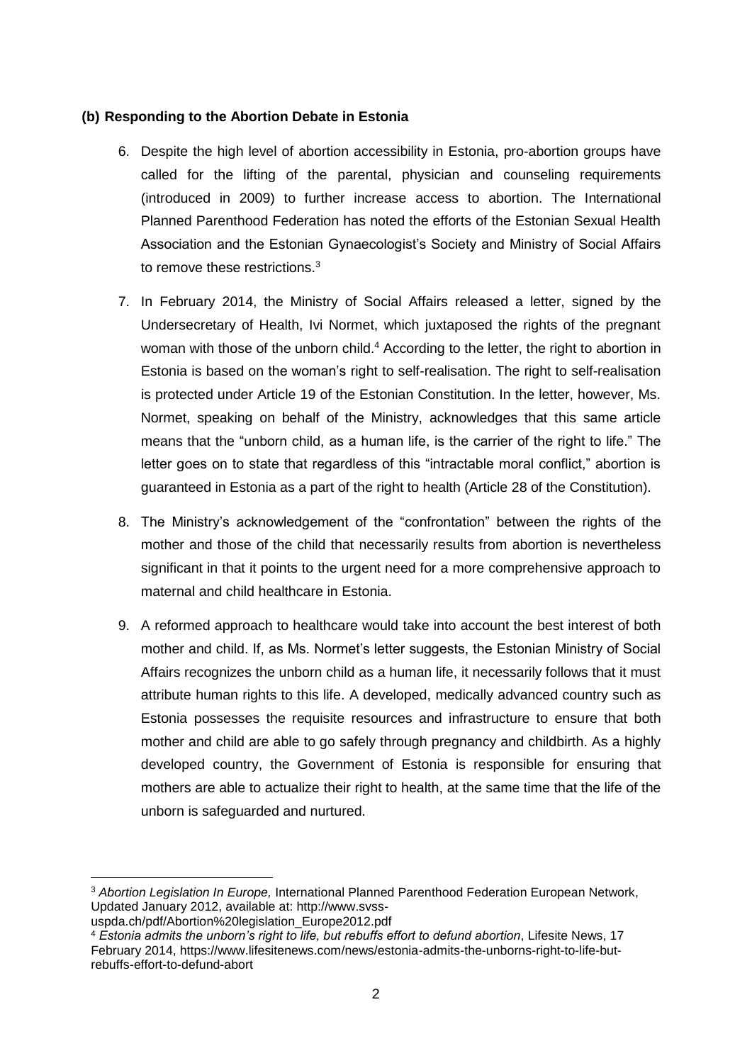**(b) Responding to the Abortion Debate in Estonia**

6. Despite the high level of abortion accessibility in Estonia, pro-abortion groups have called for the lifting of the parental, physician and counseling requirements (introduced in 2009) to further increase access to abortion. The International Planned Parenthood Federation has noted the efforts of the Estonian Sexual Health Association and the Estonian Gynaecologist's Society and Ministry of Social Affairs to remove these restrictions.[3]

7. In February 2014, the Ministry of Social Affairs released a letter, signed by the Undersecretary of Health, Ivi Normet, which juxtaposed the rights of the pregnant woman with those of the unborn child.[4] According to the letter, the right to abortion in Estonia is based on the woman's right to self-realisation. The right to self-realisation is protected under Article 19 of the Estonian Constitution. In the letter, however, Ms. Normet, speaking on behalf of the Ministry, acknowledges that this same article means that the "unborn child, as a human life, is the carrier of the right to life." The letter goes on to state that regardless of this "intractable moral conflict," abortion is guaranteed in Estonia as a part of the right to health (Article 28 of the Constitution).

8. The Ministry's acknowledgement of the "confrontation" between the rights of the mother and those of the child that necessarily results from abortion is nevertheless significant in that it points to the urgent need for a more comprehensive approach to maternal and child healthcare in Estonia.

9. A reformed approach to healthcare would take into account the best interest of both mother and child. If, as Ms. Normet's letter suggests, the Estonian Ministry of Social Affairs recognizes the unborn child as a human life, it necessarily follows that it must attribute human rights to this life. A developed, medically advanced country such as Estonia possesses the requisite resources and infrastructure to ensure that both mother and child are able to go safely through pregnancy and childbirth. As a highly developed country, the Government of Estonia is responsible for ensuring that mothers are able to actualize their right to health, at the same time that the life of the unborn is safeguarded and nurtured.

---

[3] *Abortion Legislation In Europe,* International Planned Parenthood Federation European Network, Updated January 2012, available at: http://www.svss-uspda.ch/pdf/Abortion%20legislation_Europe2012.pdf

[4] *Estonia admits the unborn's right to life, but rebuffs effort to defund abortion*, Lifesite News, 17 February 2014, https://www.lifesitenews.com/news/estonia-admits-the-unborns-right-to-life-but-rebuffs-effort-to-defund-abort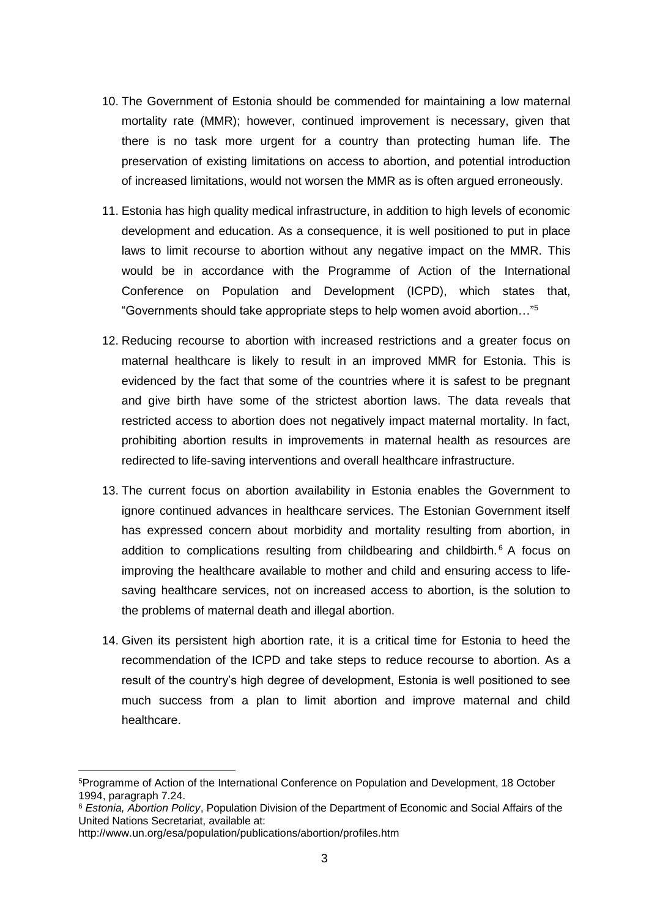10. The Government of Estonia should be commended for maintaining a low maternal mortality rate (MMR); however, continued improvement is necessary, given that there is no task more urgent for a country than protecting human life. The preservation of existing limitations on access to abortion, and potential introduction of increased limitations, would not worsen the MMR as is often argued erroneously.

11. Estonia has high quality medical infrastructure, in addition to high levels of economic development and education. As a consequence, it is well positioned to put in place laws to limit recourse to abortion without any negative impact on the MMR. This would be in accordance with the Programme of Action of the International Conference on Population and Development (ICPD), which states that, "Governments should take appropriate steps to help women avoid abortion…"[5]

12. Reducing recourse to abortion with increased restrictions and a greater focus on maternal healthcare is likely to result in an improved MMR for Estonia. This is evidenced by the fact that some of the countries where it is safest to be pregnant and give birth have some of the strictest abortion laws. The data reveals that restricted access to abortion does not negatively impact maternal mortality. In fact, prohibiting abortion results in improvements in maternal health as resources are redirected to life-saving interventions and overall healthcare infrastructure.

13. The current focus on abortion availability in Estonia enables the Government to ignore continued advances in healthcare services. The Estonian Government itself has expressed concern about morbidity and mortality resulting from abortion, in addition to complications resulting from childbearing and childbirth.[6] A focus on improving the healthcare available to mother and child and ensuring access to life-saving healthcare services, not on increased access to abortion, is the solution to the problems of maternal death and illegal abortion.

14. Given its persistent high abortion rate, it is a critical time for Estonia to heed the recommendation of the ICPD and take steps to reduce recourse to abortion. As a result of the country's high degree of development, Estonia is well positioned to see much success from a plan to limit abortion and improve maternal and child healthcare.

---

[5] Programme of Action of the International Conference on Population and Development, 18 October 1994, paragraph 7.24.

[6] *Estonia, Abortion Policy*, Population Division of the Department of Economic and Social Affairs of the United Nations Secretariat, available at: http://www.un.org/esa/population/publications/abortion/profiles.htm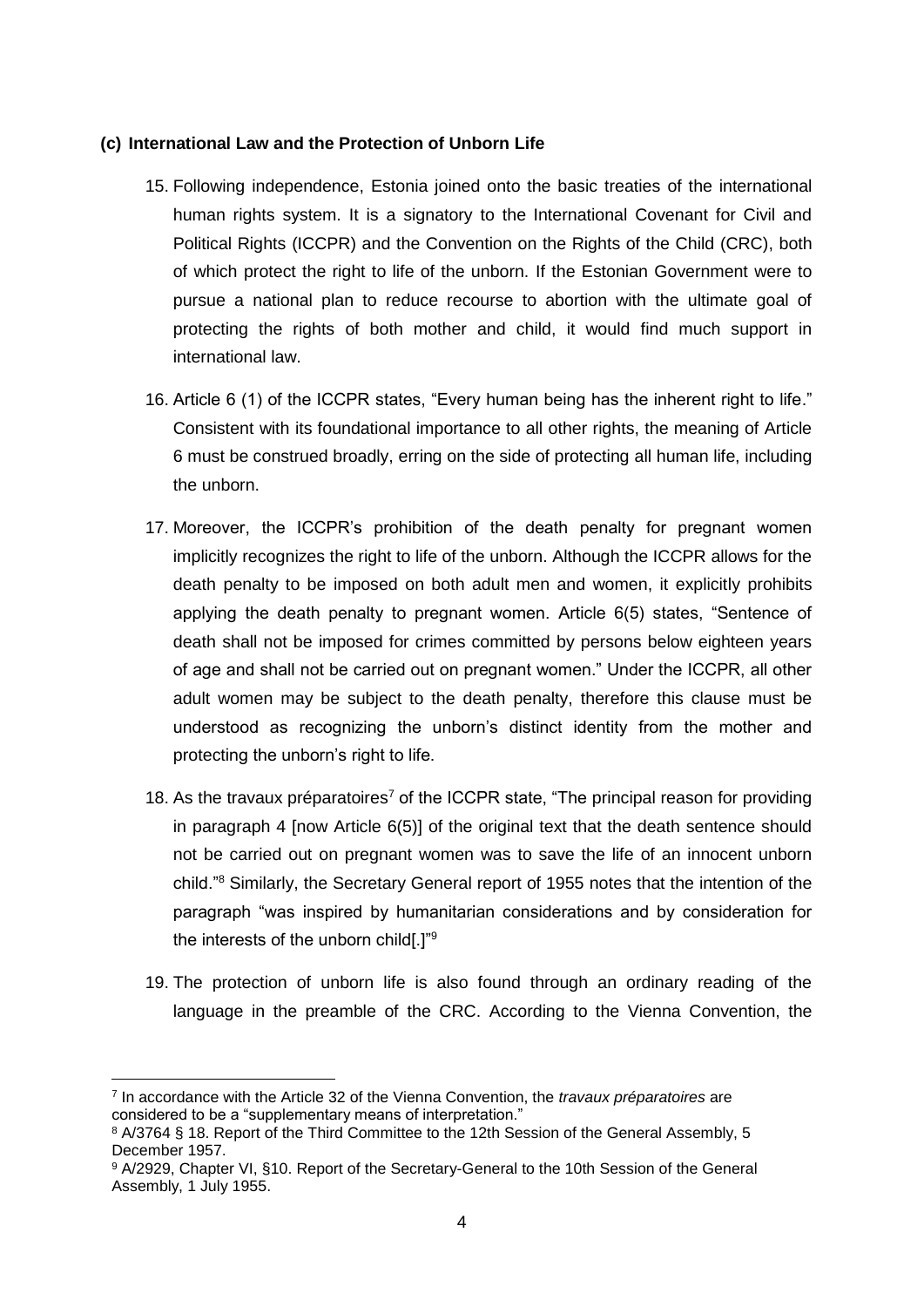### (c) International Law and the Protection of Unborn Life

15. Following independence, Estonia joined onto the basic treaties of the international human rights system. It is a signatory to the International Covenant for Civil and Political Rights (ICCPR) and the Convention on the Rights of the Child (CRC), both of which protect the right to life of the unborn. If the Estonian Government were to pursue a national plan to reduce recourse to abortion with the ultimate goal of protecting the rights of both mother and child, it would find much support in international law.

16. Article 6 (1) of the ICCPR states, "Every human being has the inherent right to life." Consistent with its foundational importance to all other rights, the meaning of Article 6 must be construed broadly, erring on the side of protecting all human life, including the unborn.

17. Moreover, the ICCPR's prohibition of the death penalty for pregnant women implicitly recognizes the right to life of the unborn. Although the ICCPR allows for the death penalty to be imposed on both adult men and women, it explicitly prohibits applying the death penalty to pregnant women. Article 6(5) states, "Sentence of death shall not be imposed for crimes committed by persons below eighteen years of age and shall not be carried out on pregnant women." Under the ICCPR, all other adult women may be subject to the death penalty, therefore this clause must be understood as recognizing the unborn's distinct identity from the mother and protecting the unborn's right to life.

18. As the travaux préparatoires[7] of the ICCPR state, "The principal reason for providing in paragraph 4 [now Article 6(5)] of the original text that the death sentence should not be carried out on pregnant women was to save the life of an innocent unborn child."[8] Similarly, the Secretary General report of 1955 notes that the intention of the paragraph "was inspired by humanitarian considerations and by consideration for the interests of the unborn child[.]"[9]

19. The protection of unborn life is also found through an ordinary reading of the language in the preamble of the CRC. According to the Vienna Convention, the

---

[7] In accordance with the Article 32 of the Vienna Convention, the *travaux préparatoires* are considered to be a "supplementary means of interpretation."

[8] A/3764 § 18. Report of the Third Committee to the 12th Session of the General Assembly, 5 December 1957.

[9] A/2929, Chapter VI, §10. Report of the Secretary-General to the 10th Session of the General Assembly, 1 July 1955.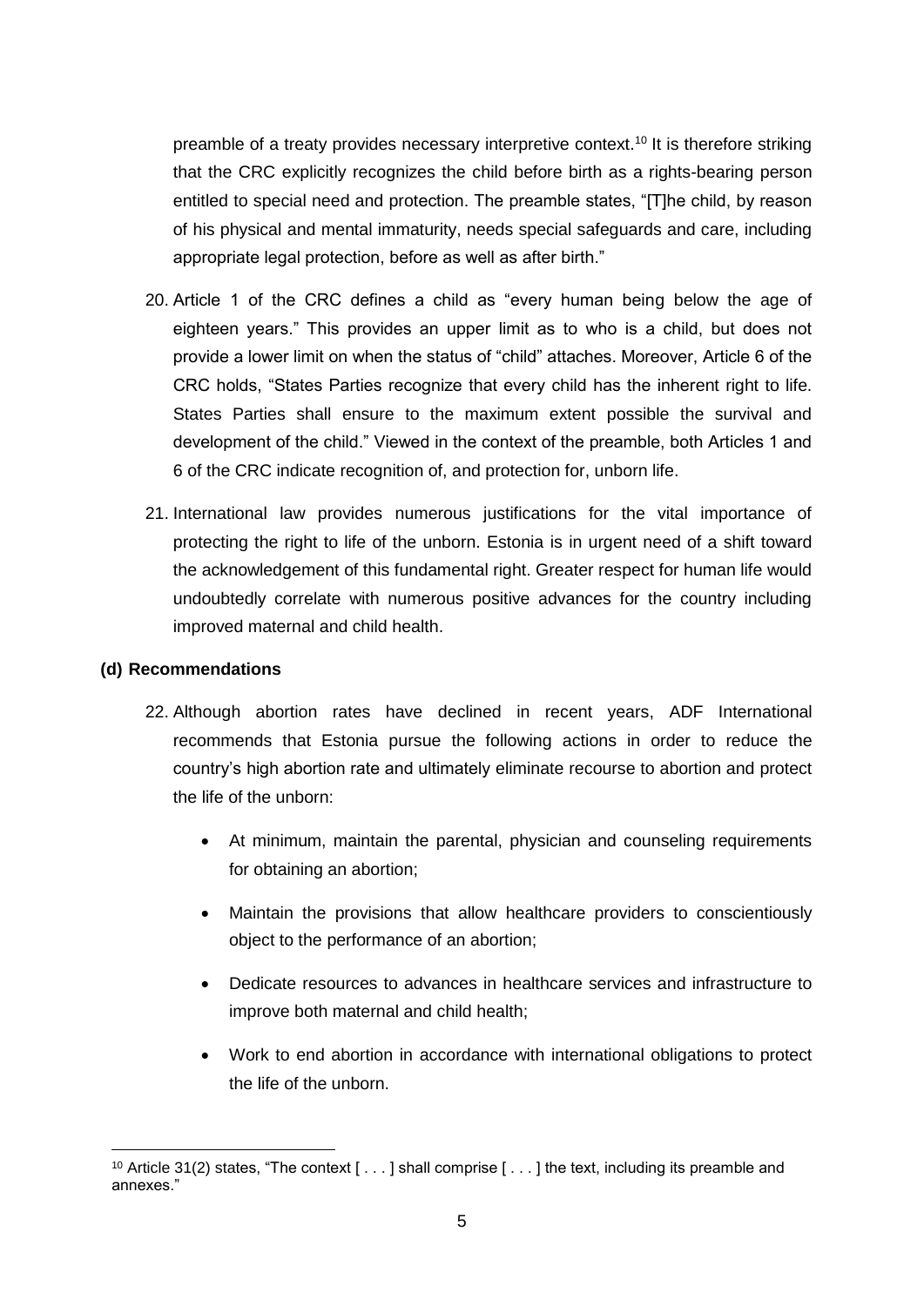preamble of a treaty provides necessary interpretive context.[10] It is therefore striking that the CRC explicitly recognizes the child before birth as a rights-bearing person entitled to special need and protection. The preamble states, "[T]he child, by reason of his physical and mental immaturity, needs special safeguards and care, including appropriate legal protection, before as well as after birth."

20. Article 1 of the CRC defines a child as "every human being below the age of eighteen years." This provides an upper limit as to who is a child, but does not provide a lower limit on when the status of "child" attaches. Moreover, Article 6 of the CRC holds, "States Parties recognize that every child has the inherent right to life. States Parties shall ensure to the maximum extent possible the survival and development of the child." Viewed in the context of the preamble, both Articles 1 and 6 of the CRC indicate recognition of, and protection for, unborn life.

21. International law provides numerous justifications for the vital importance of protecting the right to life of the unborn. Estonia is in urgent need of a shift toward the acknowledgement of this fundamental right. Greater respect for human life would undoubtedly correlate with numerous positive advances for the country including improved maternal and child health.

**(d) Recommendations**

22. Although abortion rates have declined in recent years, ADF International recommends that Estonia pursue the following actions in order to reduce the country's high abortion rate and ultimately eliminate recourse to abortion and protect the life of the unborn:

   - At minimum, maintain the parental, physician and counseling requirements for obtaining an abortion;
   - Maintain the provisions that allow healthcare providers to conscientiously object to the performance of an abortion;
   - Dedicate resources to advances in healthcare services and infrastructure to improve both maternal and child health;
   - Work to end abortion in accordance with international obligations to protect the life of the unborn.

[10] Article 31(2) states, "The context [ . . . ] shall comprise [ . . . ] the text, including its preamble and annexes."